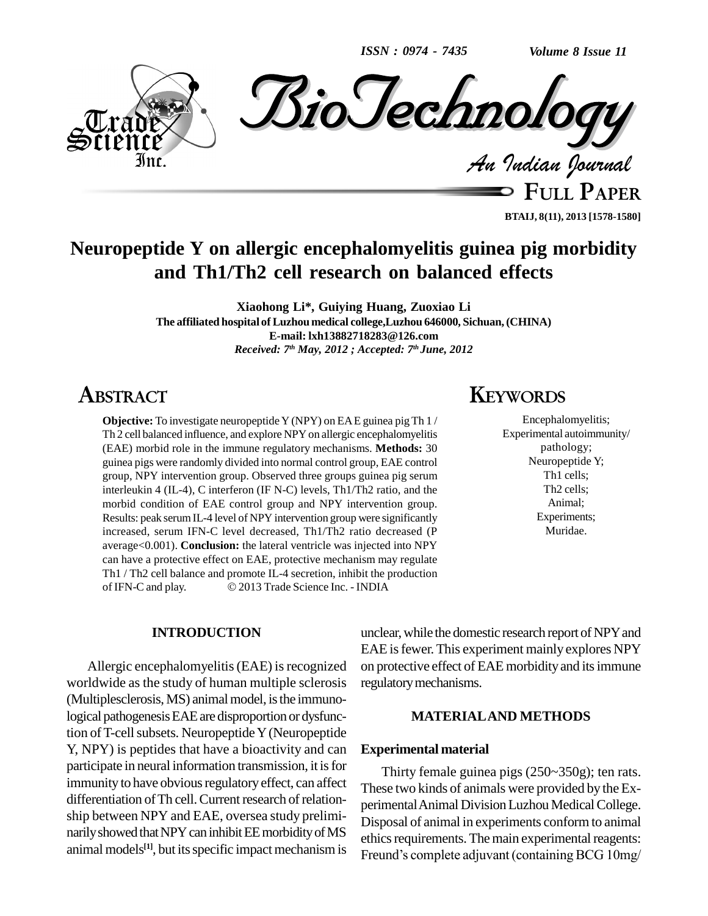# Neuropeptide Y on allergic encephalomyelitis guinea pig morbidity and Th1/Th2 cell research on balanced effects

**Xiaohong Li*, Guiying Huang, Zuoxiao Li**

**The affiliated hospital of Luzhou medical college,Luzhou 646000, Sichuan, (CHINA)**

**E-mail: lxh13882718283@126.com**

*Received: 7th May, 2012 ; Accepted: 7th June, 2012*

## ABSTRACT

**Objective:** To investigate neuropeptide Y (NPY) on EA E guinea pig Th 1 / Th 2 cell balanced influence, and explore NPY on allergic encephalomyelitis (EAE) morbid role in the immune regulatory mechanisms. **Methods:** 30 guinea pigs were randomly divided into normal control group, EAE control group, NPY intervention group. Observed three groups guinea pig serum interleukin 4 (IL-4), C interferon (IF N-C) levels, Th1/Th2 ratio, and the morbid condition of EAE control group and NPY intervention group. Results: peak serum IL-4 level of NPY intervention group were significantly increased, serum IFN-C level decreased, Th1/Th2 ratio decreased (P average<0.001). **Conclusion:** the lateral ventricle was injected into NPY can have a protective effect on EAE, protective mechanism may regulate Th1 / Th2 cell balance and promote IL-4 secretion, inhibit the production of IFN-C and play. © 2013 Trade Science Inc. - INDIA

## KEYWORDS

Encephalomyelitis;
Experimental autoimmunity/pathology;
Neuropeptide Y;
Th1 cells;
Th2 cells;
Animal;
Experiments;
Muridae.

## INTRODUCTION

Allergic encephalomyelitis (EAE) is recognized worldwide as the study of human multiple sclerosis (Multiplesclerosis, MS) animal model, is the immunological pathogenesis EAE are disproportion or dysfunction of T-cell subsets. Neuropeptide Y (Neuropeptide Y, NPY) is peptides that have a bioactivity and can participate in neural information transmission, it is for immunity to have obvious regulatory effect, can affect differentiation of Th cell. Current research of relationship between NPY and EAE, oversea study preliminarily showed that NPY can inhibit EE morbidity of MS animal models[1], but its specific impact mechanism is unclear, while the domestic research report of NPY and EAE is fewer. This experiment mainly explores NPY on protective effect of EAE morbidity and its immune regulatory mechanisms.

## MATERIAL AND METHODS

### Experimental material

Thirty female guinea pigs (250~350g); ten rats. These two kinds of animals were provided by the Experimental Animal Division Luzhou Medical College. Disposal of animal in experiments conform to animal ethics requirements. The main experimental reagents: Freund's complete adjuvant (containing BCG 10mg/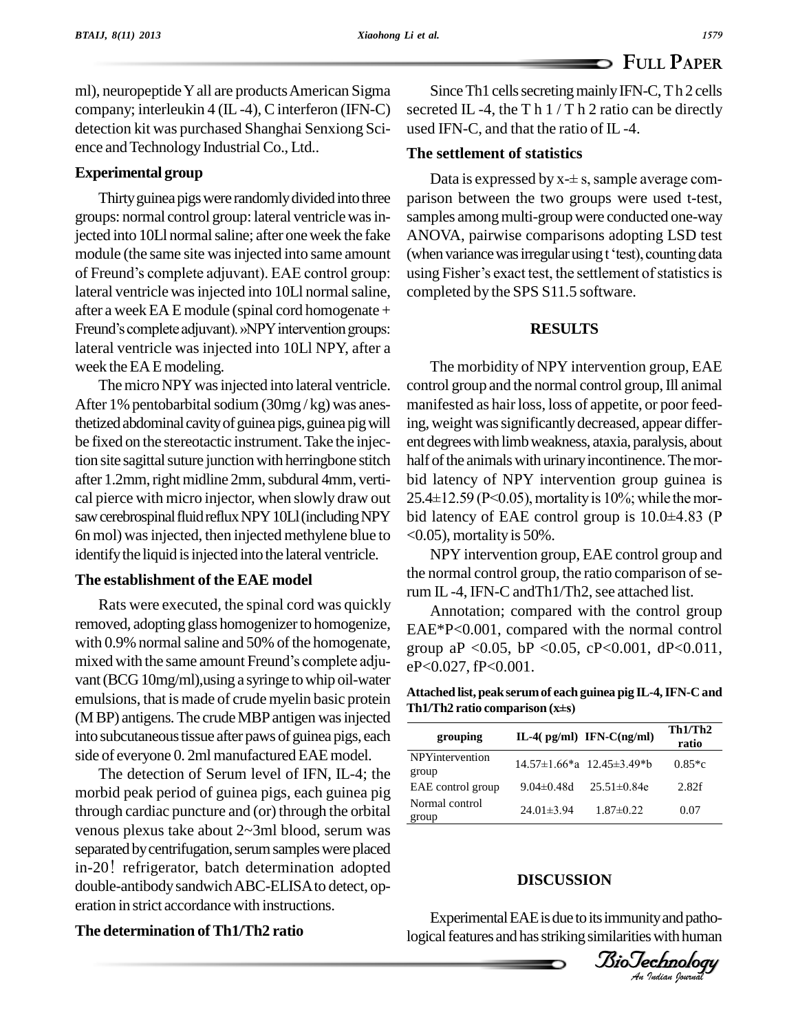ml), neuropeptide Y all are products American Sigma company; interleukin 4 (IL -4), C interferon (IFN-C) detection kit was purchased Shanghai Senxiong Science and Technology Industrial Co., Ltd..

### Experimental group

Thirty guinea pigs were randomly divided into three groups: normal control group: lateral ventricle was injected into 10Ll normal saline; after one week the fake module (the same site was injected into same amount of Freund's complete adjuvant). EAE control group: lateral ventricle was injected into 10Ll normal saline, after a week EA E module (spinal cord homogenate + Freund's complete adjuvant). »NPY intervention groups: lateral ventricle was injected into 10Ll NPY, after a week the EA E modeling.

The micro NPY was injected into lateral ventricle. After 1% pentobarbital sodium (30mg / kg) was anesthetized abdominal cavity of guinea pigs, guinea pig will be fixed on the stereotactic instrument. Take the injection site sagittal suture junction with herringbone stitch after 1.2mm, right midline 2mm, subdural 4mm, vertical pierce with micro injector, when slowly draw out saw cerebrospinal fluid reflux NPY 10Ll (including NPY 6n mol) was injected, then injected methylene blue to identify the liquid is injected into the lateral ventricle.

### The establishment of the EAE model

Rats were executed, the spinal cord was quickly removed, adopting glass homogenizer to homogenize, with 0.9% normal saline and 50% of the homogenate, mixed with the same amount Freund's complete adjuvant (BCG 10mg/ml),using a syringe to whip oil-water emulsions, that is made of crude myelin basic protein (M BP) antigens. The crude MBP antigen was injected into subcutaneous tissue after paws of guinea pigs, each side of everyone 0. 2ml manufactured EAE model.

The detection of Serum level of IFN, IL-4; the morbid peak period of guinea pigs, each guinea pig through cardiac puncture and (or) through the orbital venous plexus take about 2~3ml blood, serum was separated by centrifugation, serum samples were placed in-20! refrigerator, batch determination adopted double-antibody sandwich ABC-ELISA to detect, operation in strict accordance with instructions.

### The determination of Th1/Th2 ratio

Since Th1 cells secreting mainly IFN-C, T h 2 cells secreted IL -4, the T h 1 / T h 2 ratio can be directly used IFN-C, and that the ratio of IL -4.

### The settlement of statistics

Data is expressed by x-± s, sample average comparison between the two groups were used t-test, samples among multi-group were conducted one-way ANOVA, pairwise comparisons adopting LSD test (when variance was irregular using t 'test), counting data using Fisher's exact test, the settlement of statistics is completed by the SPS S11.5 software.

## RESULTS

The morbidity of NPY intervention group, EAE control group and the normal control group, Ill animal manifested as hair loss, loss of appetite, or poor feeding, weight was significantly decreased, appear different degrees with limb weakness, ataxia, paralysis, about half of the animals with urinary incontinence. The morbid latency of NPY intervention group guinea is 25.4±12.59 ($P<0.05$), mortality is 10%; while the morbid latency of EAE control group is 10.0±4.83 ($P<0.05$), mortality is 50%.

NPY intervention group, EAE control group and the normal control group, the ratio comparison of serum IL -4, IFN-C andTh1/Th2, see attached list.

Annotation; compared with the control group EAE*P<0.001, compared with the normal control group aP <0.05, bP <0.05, cP<0.001, dP<0.011, eP<0.027, fP<0.001.

**Attached list, peak serum of each guinea pig IL-4, IFN-C and Th1/Th2 ratio comparison (x±s)**

| grouping | IL-4( pg/ml) | IFN-C(ng/ml) | Th1/Th2 ratio |
|---|---|---|---|
| NPYintervention group | 14.57±1.66*a | 12.45±3.49*b | 0.85*c |
| EAE control group | 9.04±0.48d | 25.51±0.84e | 2.82f |
| Normal control group | 24.01±3.94 | 1.87±0.22 | 0.07 |

## DISCUSSION

Experimental EAE is due to its immunity and pathological features and has striking similarities with human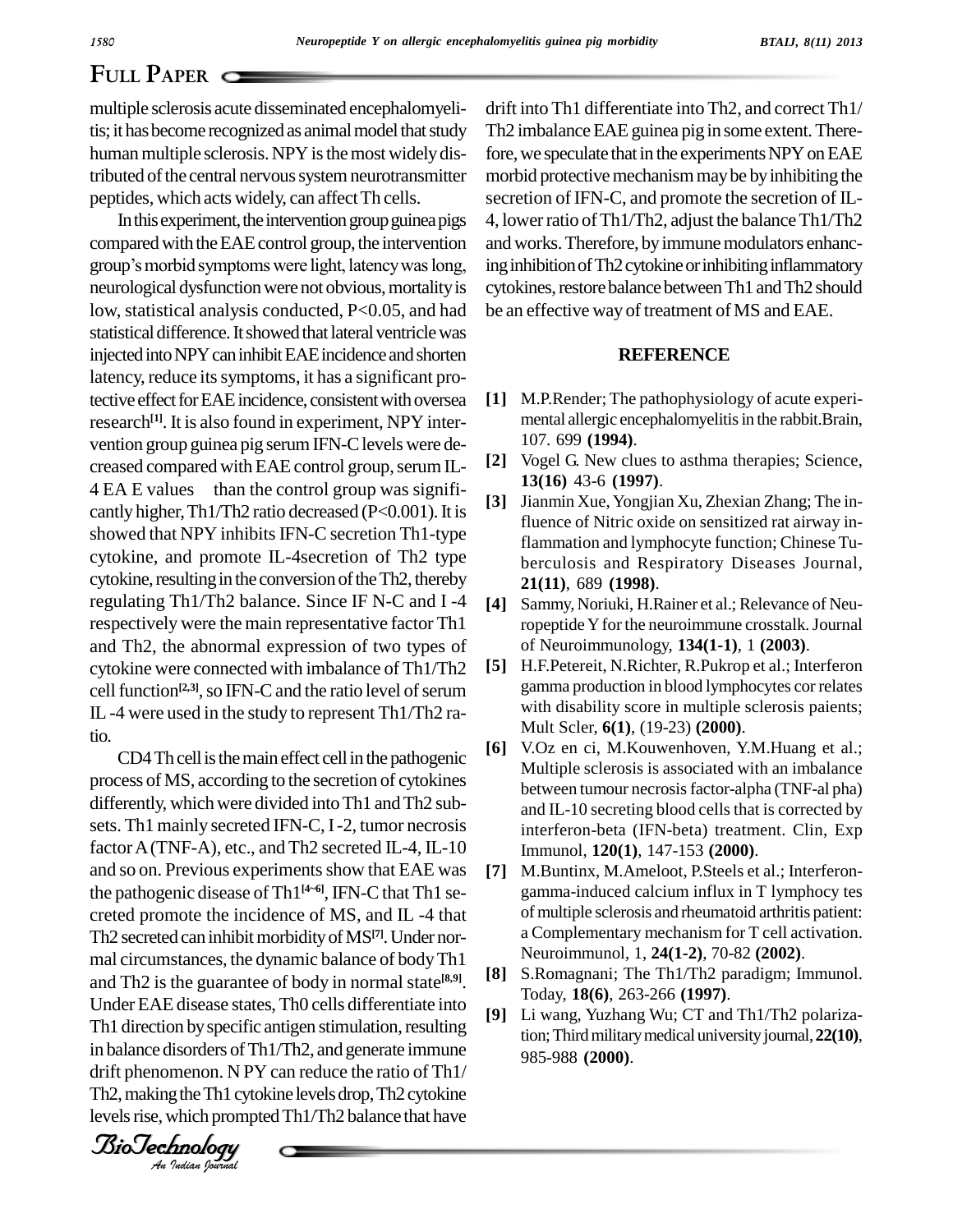multiple sclerosis acute disseminated encephalomyelitis; it has become recognized as animal model that study human multiple sclerosis. NPY is the most widely distributed of the central nervous system neurotransmitter peptides, which acts widely, can affect Th cells.

In this experiment, the intervention group guinea pigs compared with the EAE control group, the intervention group's morbid symptoms were light, latency was long, neurological dysfunction were not obvious, mortality is low, statistical analysis conducted, $P<0.05$, and had statistical difference. It showed that lateral ventricle was injected into NPY can inhibit EAE incidence and shorten latency, reduce its symptoms, it has a significant protective effect for EAE incidence, consistent with oversea research[1]. It is also found in experiment, NPY intervention group guinea pig serum IFN-C levels were decreased compared with EAE control group, serum IL-4 EA E values than the control group was significantly higher, Th1/Th2 ratio decreased ($P<0.001$). It is showed that NPY inhibits IFN-C secretion Th1-type cytokine, and promote IL-4secretion of Th2 type cytokine, resulting in the conversion of the Th2, thereby regulating Th1/Th2 balance. Since IF N-C and I -4 respectively were the main representative factor Th1 and Th2, the abnormal expression of two types of cytokine were connected with imbalance of Th1/Th2 cell function[2,3], so IFN-C and the ratio level of serum IL -4 were used in the study to represent Th1/Th2 ratio.

CD4 Th cell is the main effect cell in the pathogenic process of MS, according to the secretion of cytokines differently, which were divided into Th1 and Th2 subsets. Th1 mainly secreted IFN-C, I -2, tumor necrosis factor A (TNF-A), etc., and Th2 secreted IL-4, IL-10 and so on. Previous experiments show that EAE was the pathogenic disease of Th1[4~6], IFN-C that Th1 secreted promote the incidence of MS, and IL -4 that Th2 secreted can inhibit morbidity of MS[7]. Under normal circumstances, the dynamic balance of body Th1 and Th2 is the guarantee of body in normal state[8,9]. Under EAE disease states, Th0 cells differentiate into Th1 direction by specific antigen stimulation, resulting in balance disorders of Th1/Th2, and generate immune drift phenomenon. N PY can reduce the ratio of Th1/Th2, making the Th1 cytokine levels drop, Th2 cytokine levels rise, which prompted Th1/Th2 balance that have drift into Th1 differentiate into Th2, and correct Th1/Th2 imbalance EAE guinea pig in some extent. Therefore, we speculate that in the experiments NPY on EAE morbid protective mechanism may be by inhibiting the secretion of IFN-C, and promote the secretion of IL-4, lower ratio of Th1/Th2, adjust the balance Th1/Th2 and works. Therefore, by immune modulators enhancing inhibition of Th2 cytokine or inhibiting inflammatory cytokines, restore balance between Th1 and Th2 should be an effective way of treatment of MS and EAE.

## REFERENCE

- [1] M.P.Render; The pathophysiology of acute experimental allergic encephalomyelitis in the rabbit.Brain, 107. 699 **(1994)**.
- [2] Vogel G. New clues to asthma therapies; Science, **13(16)** 43-6 **(1997)**.
- [3] Jianmin Xue, Yongjian Xu, Zhexian Zhang; The influence of Nitric oxide on sensitized rat airway inflammation and lymphocyte function; Chinese Tuberculosis and Respiratory Diseases Journal, **21(11)**, 689 **(1998)**.
- [4] Sammy, Noriuki, H.Rainer et al.; Relevance of Neuropeptide Y for the neuroimmune crosstalk. Journal of Neuroimmunology, **134(1-1)**, 1 **(2003)**.
- [5] H.F.Petereit, N.Richter, R.Pukrop et al.; Interferon gamma production in blood lymphocytes cor relates with disability score in multiple sclerosis paients; Mult Scler, **6(1)**, (19-23) **(2000)**.
- [6] V.Oz en ci, M.Kouwenhoven, Y.M.Huang et al.; Multiple sclerosis is associated with an imbalance between tumour necrosis factor-alpha (TNF-al pha) and IL-10 secreting blood cells that is corrected by interferon-beta (IFN-beta) treatment. Clin, Exp Immunol, **120(1)**, 147-153 **(2000)**.
- [7] M.Buntinx, M.Ameloot, P.Steels et al.; Interferon-gamma-induced calcium influx in T lymphocy tes of multiple sclerosis and rheumatoid arthritis patient: a Complementary mechanism for T cell activation. Neuroimmunol, 1, **24(1-2)**, 70-82 **(2002)**.
- [8] S.Romagnani; The Th1/Th2 paradigm; Immunol. Today, **18(6)**, 263-266 **(1997)**.
- [9] Li wang, Yuzhang Wu; CT and Th1/Th2 polarization; Third military medical university journal, **22(10)**, 985-988 **(2000)**.